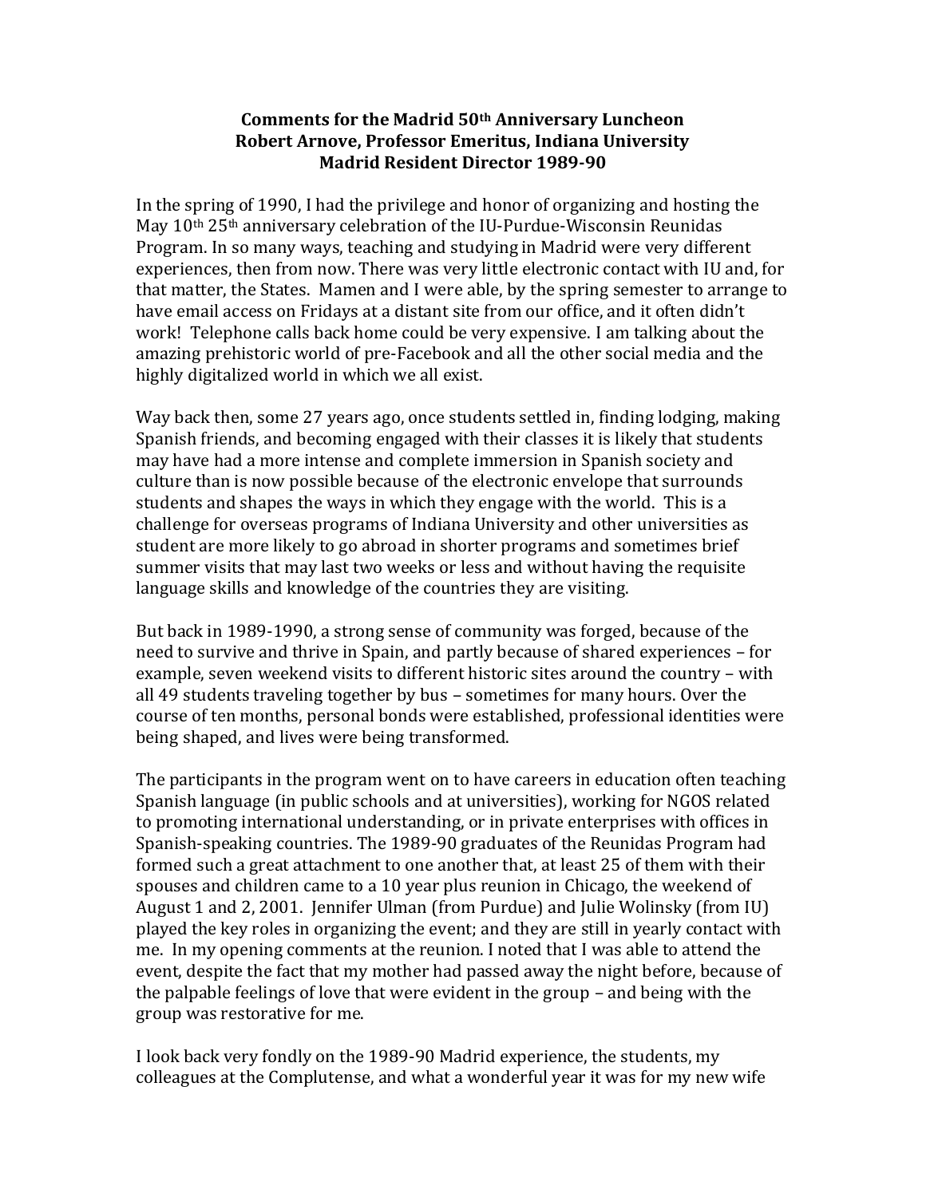**Comments for the Madrid 50th Anniversary Luncheon**
**Robert Arnove, Professor Emeritus, Indiana University**
**Madrid Resident Director 1989-90**

In the spring of 1990, I had the privilege and honor of organizing and hosting the May 10th 25th anniversary celebration of the IU-Purdue-Wisconsin Reunidas Program. In so many ways, teaching and studying in Madrid were very different experiences, then from now. There was very little electronic contact with IU and, for that matter, the States. Mamen and I were able, by the spring semester to arrange to have email access on Fridays at a distant site from our office, and it often didn't work! Telephone calls back home could be very expensive. I am talking about the amazing prehistoric world of pre-Facebook and all the other social media and the highly digitalized world in which we all exist.

Way back then, some 27 years ago, once students settled in, finding lodging, making Spanish friends, and becoming engaged with their classes it is likely that students may have had a more intense and complete immersion in Spanish society and culture than is now possible because of the electronic envelope that surrounds students and shapes the ways in which they engage with the world. This is a challenge for overseas programs of Indiana University and other universities as student are more likely to go abroad in shorter programs and sometimes brief summer visits that may last two weeks or less and without having the requisite language skills and knowledge of the countries they are visiting.

But back in 1989-1990, a strong sense of community was forged, because of the need to survive and thrive in Spain, and partly because of shared experiences – for example, seven weekend visits to different historic sites around the country – with all 49 students traveling together by bus – sometimes for many hours. Over the course of ten months, personal bonds were established, professional identities were being shaped, and lives were being transformed.

The participants in the program went on to have careers in education often teaching Spanish language (in public schools and at universities), working for NGOS related to promoting international understanding, or in private enterprises with offices in Spanish-speaking countries. The 1989-90 graduates of the Reunidas Program had formed such a great attachment to one another that, at least 25 of them with their spouses and children came to a 10 year plus reunion in Chicago, the weekend of August 1 and 2, 2001. Jennifer Ulman (from Purdue) and Julie Wolinsky (from IU) played the key roles in organizing the event; and they are still in yearly contact with me. In my opening comments at the reunion. I noted that I was able to attend the event, despite the fact that my mother had passed away the night before, because of the palpable feelings of love that were evident in the group – and being with the group was restorative for me.

I look back very fondly on the 1989-90 Madrid experience, the students, my colleagues at the Complutense, and what a wonderful year it was for my new wife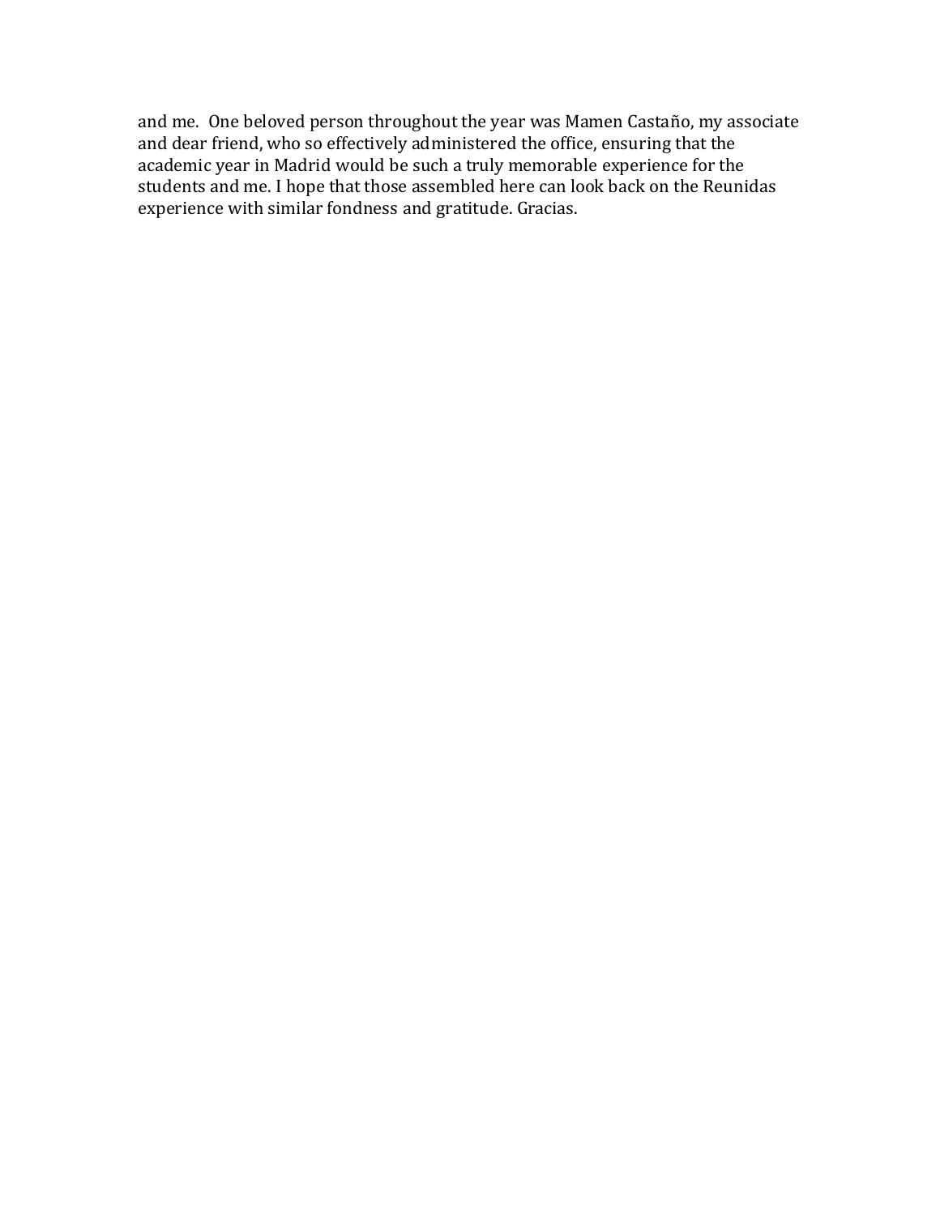and me. One beloved person throughout the year was Mamen Castaño, my associate and dear friend, who so effectively administered the office, ensuring that the academic year in Madrid would be such a truly memorable experience for the students and me. I hope that those assembled here can look back on the Reunidas experience with similar fondness and gratitude. Gracias.